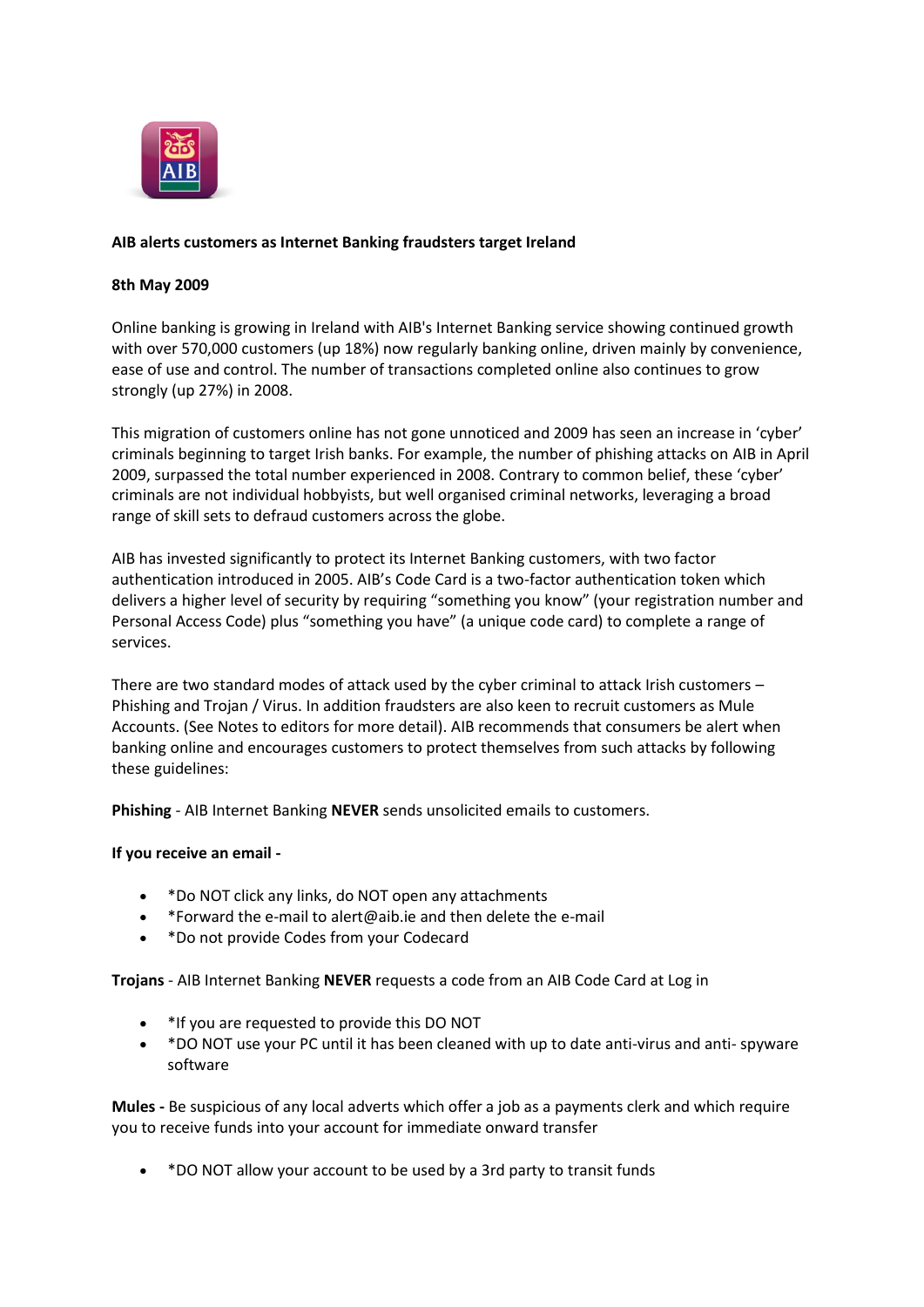**AIB alerts customers as Internet Banking fraudsters target Ireland**

**8th May 2009**

Online banking is growing in Ireland with AIB's Internet Banking service showing continued growth with over 570,000 customers (up 18%) now regularly banking online, driven mainly by convenience, ease of use and control. The number of transactions completed online also continues to grow strongly (up 27%) in 2008.

This migration of customers online has not gone unnoticed and 2009 has seen an increase in 'cyber' criminals beginning to target Irish banks. For example, the number of phishing attacks on AIB in April 2009, surpassed the total number experienced in 2008. Contrary to common belief, these 'cyber' criminals are not individual hobbyists, but well organised criminal networks, leveraging a broad range of skill sets to defraud customers across the globe.

AIB has invested significantly to protect its Internet Banking customers, with two factor authentication introduced in 2005. AIB's Code Card is a two-factor authentication token which delivers a higher level of security by requiring "something you know" (your registration number and Personal Access Code) plus "something you have" (a unique code card) to complete a range of services.

There are two standard modes of attack used by the cyber criminal to attack Irish customers – Phishing and Trojan / Virus. In addition fraudsters are also keen to recruit customers as Mule Accounts. (See Notes to editors for more detail). AIB recommends that consumers be alert when banking online and encourages customers to protect themselves from such attacks by following these guidelines:

**Phishing** - AIB Internet Banking **NEVER** sends unsolicited emails to customers.

**If you receive an email -**

- *Do NOT click any links, do NOT open any attachments
- *Forward the e-mail to alert@aib.ie and then delete the e-mail
- *Do not provide Codes from your Codecard

**Trojans** - AIB Internet Banking **NEVER** requests a code from an AIB Code Card at Log in

- *If you are requested to provide this DO NOT
- *DO NOT use your PC until it has been cleaned with up to date anti-virus and anti- spyware software

**Mules -** Be suspicious of any local adverts which offer a job as a payments clerk and which require you to receive funds into your account for immediate onward transfer

- *DO NOT allow your account to be used by a 3rd party to transit funds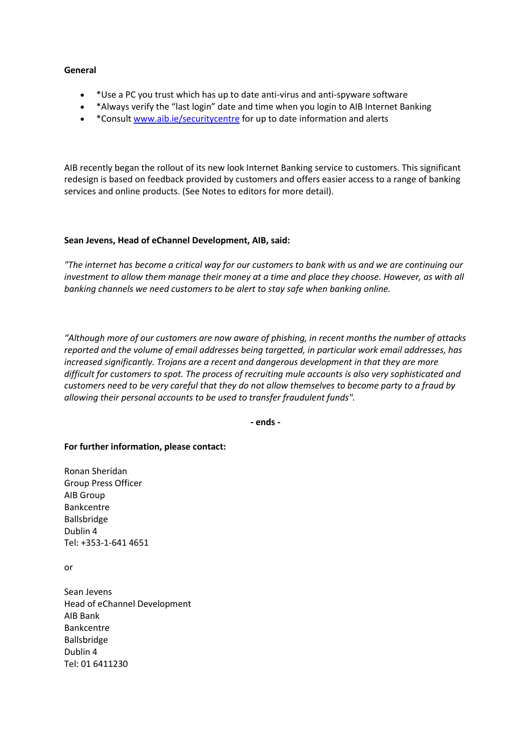**General**

- *Use a PC you trust which has up to date anti-virus and anti-spyware software
- *Always verify the "last login" date and time when you login to AIB Internet Banking
- *Consult [www.aib.ie/securitycentre](http://www.aib.ie/securitycentre) for up to date information and alerts

AIB recently began the rollout of its new look Internet Banking service to customers. This significant redesign is based on feedback provided by customers and offers easier access to a range of banking services and online products. (See Notes to editors for more detail).

**Sean Jevens, Head of eChannel Development, AIB, said:**

*"The internet has become a critical way for our customers to bank with us and we are continuing our investment to allow them manage their money at a time and place they choose. However, as with all banking channels we need customers to be alert to stay safe when banking online.*

*"Although more of our customers are now aware of phishing, in recent months the number of attacks reported and the volume of email addresses being targetted, in particular work email addresses, has increased significantly. Trojans are a recent and dangerous development in that they are more difficult for customers to spot. The process of recruiting mule accounts is also very sophisticated and customers need to be very careful that they do not allow themselves to become party to a fraud by allowing their personal accounts to be used to transfer fraudulent funds".*

**- ends -**

**For further information, please contact:**

Ronan Sheridan
Group Press Officer
AIB Group
Bankcentre
Ballsbridge
Dublin 4
Tel: +353-1-641 4651

or

Sean Jevens
Head of eChannel Development
AIB Bank
Bankcentre
Ballsbridge
Dublin 4
Tel: 01 6411230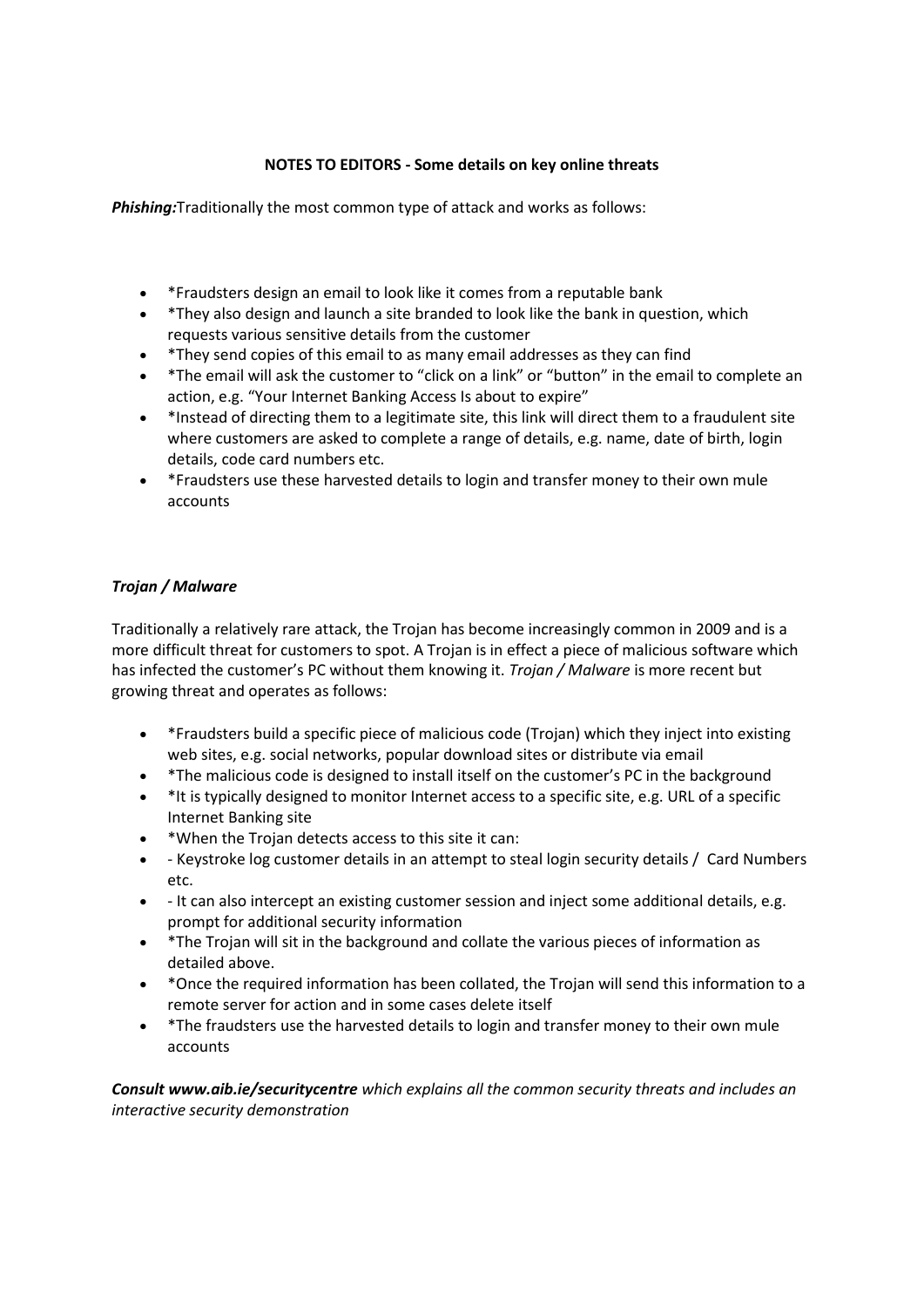**NOTES TO EDITORS - Some details on key online threats**

***Phishing:*** Traditionally the most common type of attack and works as follows:

- *Fraudsters design an email to look like it comes from a reputable bank
- *They also design and launch a site branded to look like the bank in question, which requests various sensitive details from the customer
- *They send copies of this email to as many email addresses as they can find
- *The email will ask the customer to "click on a link" or "button" in the email to complete an action, e.g. "Your Internet Banking Access Is about to expire"
- *Instead of directing them to a legitimate site, this link will direct them to a fraudulent site where customers are asked to complete a range of details, e.g. name, date of birth, login details, code card numbers etc.
- *Fraudsters use these harvested details to login and transfer money to their own mule accounts

***Trojan / Malware***

Traditionally a relatively rare attack, the Trojan has become increasingly common in 2009 and is a more difficult threat for customers to spot. A Trojan is in effect a piece of malicious software which has infected the customer's PC without them knowing it. *Trojan / Malware* is more recent but growing threat and operates as follows:

- *Fraudsters build a specific piece of malicious code (Trojan) which they inject into existing web sites, e.g. social networks, popular download sites or distribute via email
- *The malicious code is designed to install itself on the customer's PC in the background
- *It is typically designed to monitor Internet access to a specific site, e.g. URL of a specific Internet Banking site
- *When the Trojan detects access to this site it can:
- - Keystroke log customer details in an attempt to steal login security details / Card Numbers etc.
- - It can also intercept an existing customer session and inject some additional details, e.g. prompt for additional security information
- *The Trojan will sit in the background and collate the various pieces of information as detailed above.
- *Once the required information has been collated, the Trojan will send this information to a remote server for action and in some cases delete itself
- *The fraudsters use the harvested details to login and transfer money to their own mule accounts

***Consult www.aib.ie/securitycentre*** *which explains all the common security threats and includes an interactive security demonstration*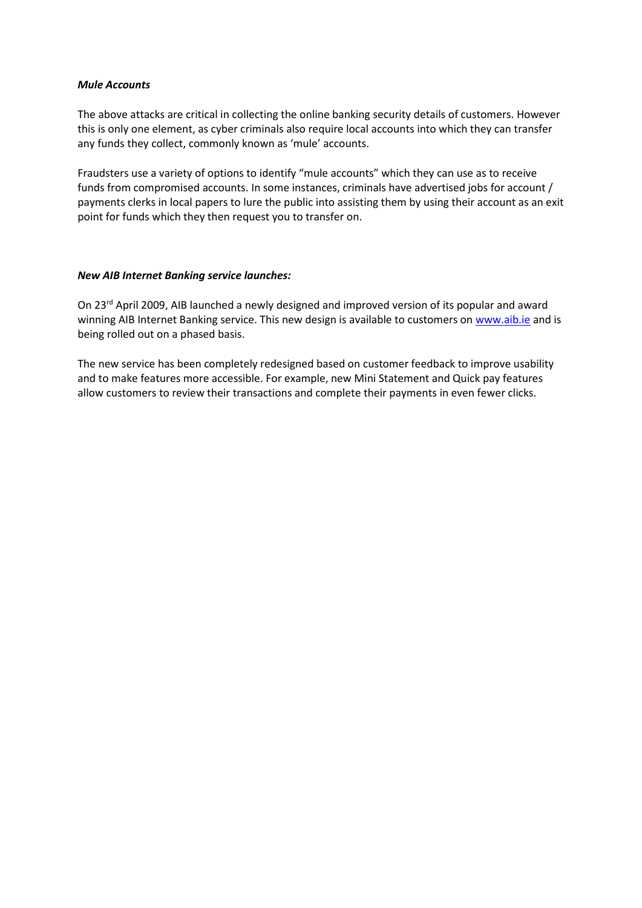***Mule Accounts***

The above attacks are critical in collecting the online banking security details of customers. However this is only one element, as cyber criminals also require local accounts into which they can transfer any funds they collect, commonly known as 'mule' accounts.

Fraudsters use a variety of options to identify "mule accounts" which they can use as to receive funds from compromised accounts. In some instances, criminals have advertised jobs for account / payments clerks in local papers to lure the public into assisting them by using their account as an exit point for funds which they then request you to transfer on.

***New AIB Internet Banking service launches:***

On 23rd April 2009, AIB launched a newly designed and improved version of its popular and award winning AIB Internet Banking service. This new design is available to customers on [www.aib.ie](http://www.aib.ie) and is being rolled out on a phased basis.

The new service has been completely redesigned based on customer feedback to improve usability and to make features more accessible. For example, new Mini Statement and Quick pay features allow customers to review their transactions and complete their payments in even fewer clicks.